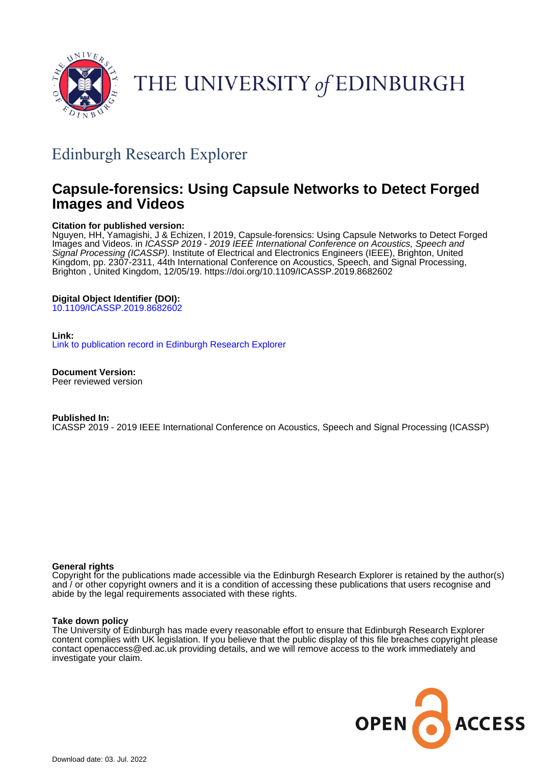THE UNIVERSITY of EDINBURGH

## Edinburgh Research Explorer

# Capsule-forensics: Using Capsule Networks to Detect Forged Images and Videos

**Citation for published version:**
Nguyen, HH, Yamagishi, J & Echizen, I 2019, Capsule-forensics: Using Capsule Networks to Detect Forged Images and Videos. in *ICASSP 2019 - 2019 IEEE International Conference on Acoustics, Speech and Signal Processing (ICASSP).* Institute of Electrical and Electronics Engineers (IEEE), Brighton, United Kingdom, pp. 2307-2311, 44th International Conference on Acoustics, Speech, and Signal Processing, Brighton , United Kingdom, 12/05/19. https://doi.org/10.1109/ICASSP.2019.8682602

**Digital Object Identifier (DOI):**
10.1109/ICASSP.2019.8682602

**Link:**
Link to publication record in Edinburgh Research Explorer

**Document Version:**
Peer reviewed version

**Published In:**
ICASSP 2019 - 2019 IEEE International Conference on Acoustics, Speech and Signal Processing (ICASSP)

**General rights**
Copyright for the publications made accessible via the Edinburgh Research Explorer is retained by the author(s) and / or other copyright owners and it is a condition of accessing these publications that users recognise and abide by the legal requirements associated with these rights.

**Take down policy**
The University of Edinburgh has made every reasonable effort to ensure that Edinburgh Research Explorer content complies with UK legislation. If you believe that the public display of this file breaches copyright please contact openaccess@ed.ac.uk providing details, and we will remove access to the work immediately and investigate your claim.

OPEN ACCESS

Download date: 03. Jul. 2022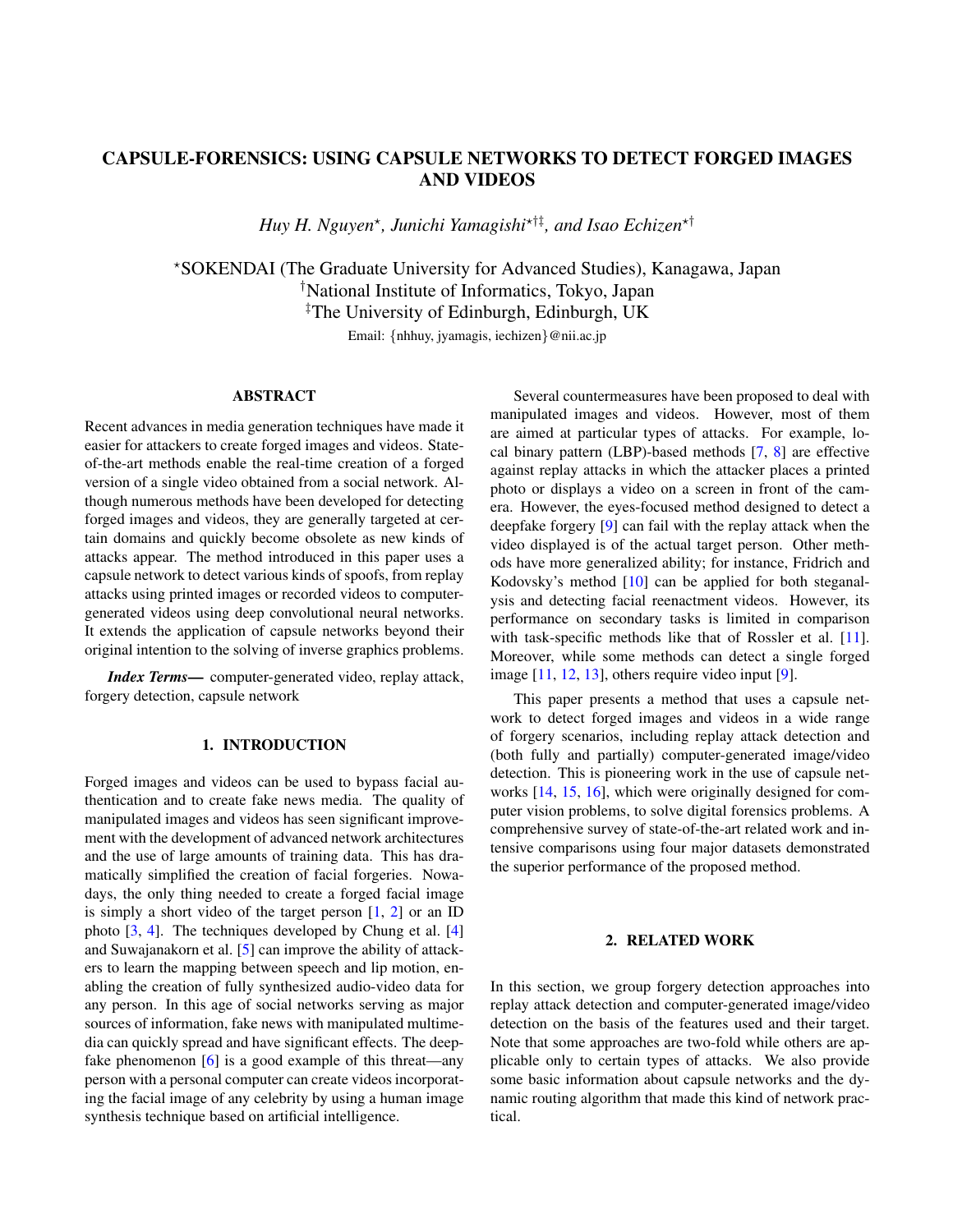# CAPSULE-FORENSICS: USING CAPSULE NETWORKS TO DETECT FORGED IMAGES AND VIDEOS

*Huy H. Nguyen*[⋆], *Junichi Yamagishi*[⋆†‡], *and Isao Echizen*[⋆†]

[⋆]SOKENDAI (The Graduate University for Advanced Studies), Kanagawa, Japan
[†]National Institute of Informatics, Tokyo, Japan
[‡]The University of Edinburgh, Edinburgh, UK

Email: {nhhuy, jyamagis, iechizen}@nii.ac.jp

## ABSTRACT

Recent advances in media generation techniques have made it easier for attackers to create forged images and videos. State-of-the-art methods enable the real-time creation of a forged version of a single video obtained from a social network. Although numerous methods have been developed for detecting forged images and videos, they are generally targeted at certain domains and quickly become obsolete as new kinds of attacks appear. The method introduced in this paper uses a capsule network to detect various kinds of spoofs, from replay attacks using printed images or recorded videos to computer-generated videos using deep convolutional neural networks. It extends the application of capsule networks beyond their original intention to the solving of inverse graphics problems.

***Index Terms***— computer-generated video, replay attack, forgery detection, capsule network

## 1. INTRODUCTION

Forged images and videos can be used to bypass facial authentication and to create fake news media. The quality of manipulated images and videos has seen significant improvement with the development of advanced network architectures and the use of large amounts of training data. This has dramatically simplified the creation of facial forgeries. Nowadays, the only thing needed to create a forged facial image is simply a short video of the target person [1, 2] or an ID photo [3, 4]. The techniques developed by Chung et al. [4] and Suwajanakorn et al. [5] can improve the ability of attackers to learn the mapping between speech and lip motion, enabling the creation of fully synthesized audio-video data for any person. In this age of social networks serving as major sources of information, fake news with manipulated multimedia can quickly spread and have significant effects. The deepfake phenomenon [6] is a good example of this threat—any person with a personal computer can create videos incorporating the facial image of any celebrity by using a human image synthesis technique based on artificial intelligence.

Several countermeasures have been proposed to deal with manipulated images and videos. However, most of them are aimed at particular types of attacks. For example, local binary pattern (LBP)-based methods [7, 8] are effective against replay attacks in which the attacker places a printed photo or displays a video on a screen in front of the camera. However, the eyes-focused method designed to detect a deepfake forgery [9] can fail with the replay attack when the video displayed is of the actual target person. Other methods have more generalized ability; for instance, Fridrich and Kodovsky's method [10] can be applied for both steganalysis and detecting facial reenactment videos. However, its performance on secondary tasks is limited in comparison with task-specific methods like that of Rossler et al. [11]. Moreover, while some methods can detect a single forged image [11, 12, 13], others require video input [9].

This paper presents a method that uses a capsule network to detect forged images and videos in a wide range of forgery scenarios, including replay attack detection and (both fully and partially) computer-generated image/video detection. This is pioneering work in the use of capsule networks [14, 15, 16], which were originally designed for computer vision problems, to solve digital forensics problems. A comprehensive survey of state-of-the-art related work and intensive comparisons using four major datasets demonstrated the superior performance of the proposed method.

## 2. RELATED WORK

In this section, we group forgery detection approaches into replay attack detection and computer-generated image/video detection on the basis of the features used and their target. Note that some approaches are two-fold while others are applicable only to certain types of attacks. We also provide some basic information about capsule networks and the dynamic routing algorithm that made this kind of network practical.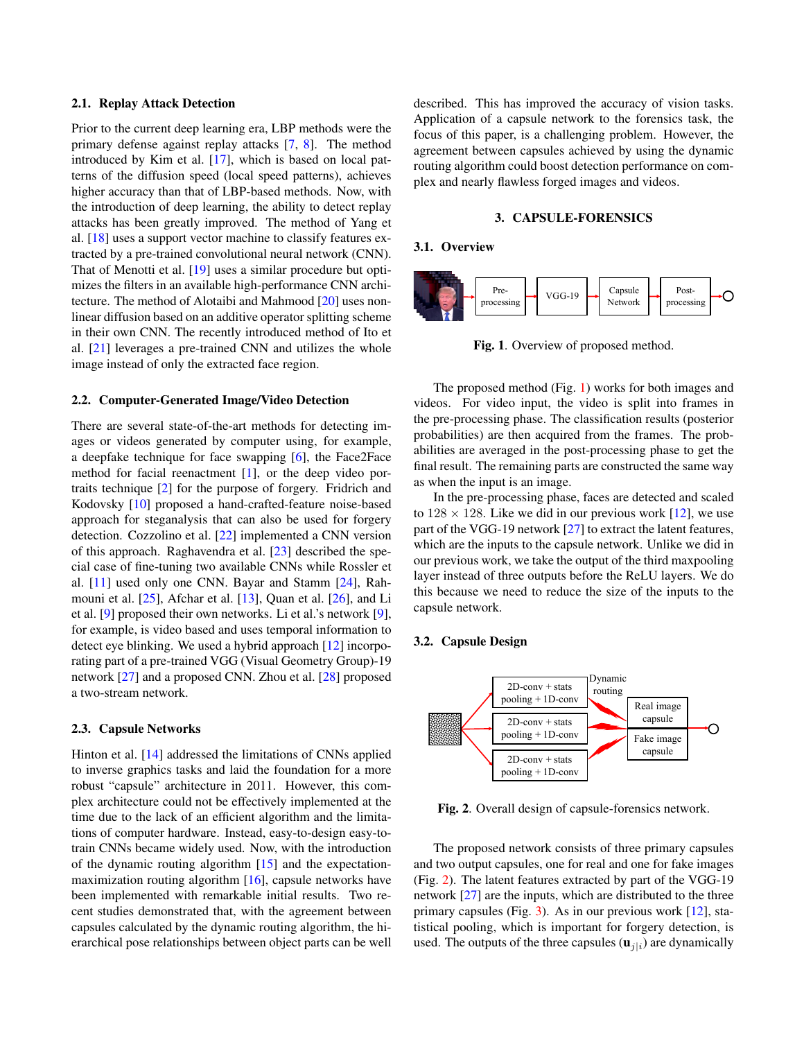### 2.1. Replay Attack Detection

Prior to the current deep learning era, LBP methods were the primary defense against replay attacks [7, 8]. The method introduced by Kim et al. [17], which is based on local patterns of the diffusion speed (local speed patterns), achieves higher accuracy than that of LBP-based methods. Now, with the introduction of deep learning, the ability to detect replay attacks has been greatly improved. The method of Yang et al. [18] uses a support vector machine to classify features extracted by a pre-trained convolutional neural network (CNN). That of Menotti et al. [19] uses a similar procedure but optimizes the filters in an available high-performance CNN architecture. The method of Alotaibi and Mahmood [20] uses nonlinear diffusion based on an additive operator splitting scheme in their own CNN. The recently introduced method of Ito et al. [21] leverages a pre-trained CNN and utilizes the whole image instead of only the extracted face region.

### 2.2. Computer-Generated Image/Video Detection

There are several state-of-the-art methods for detecting images or videos generated by computer using, for example, a deepfake technique for face swapping [6], the Face2Face method for facial reenactment [1], or the deep video portraits technique [2] for the purpose of forgery. Fridrich and Kodovsky [10] proposed a hand-crafted-feature noise-based approach for steganalysis that can also be used for forgery detection. Cozzolino et al. [22] implemented a CNN version of this approach. Raghavendra et al. [23] described the special case of fine-tuning two available CNNs while Rossler et al. [11] used only one CNN. Bayar and Stamm [24], Rahmouni et al. [25], Afchar et al. [13], Quan et al. [26], and Li et al. [9] proposed their own networks. Li et al.'s network [9], for example, is video based and uses temporal information to detect eye blinking. We used a hybrid approach [12] incorporating part of a pre-trained VGG (Visual Geometry Group)-19 network [27] and a proposed CNN. Zhou et al. [28] proposed a two-stream network.

### 2.3. Capsule Networks

Hinton et al. [14] addressed the limitations of CNNs applied to inverse graphics tasks and laid the foundation for a more robust "capsule" architecture in 2011. However, this complex architecture could not be effectively implemented at the time due to the lack of an efficient algorithm and the limitations of computer hardware. Instead, easy-to-design easy-to-train CNNs became widely used. Now, with the introduction of the dynamic routing algorithm [15] and the expectation-maximization routing algorithm [16], capsule networks have been implemented with remarkable initial results. Two recent studies demonstrated that, with the agreement between capsules calculated by the dynamic routing algorithm, the hierarchical pose relationships between object parts can be well described. This has improved the accuracy of vision tasks. Application of a capsule network to the forensics task, the focus of this paper, is a challenging problem. However, the agreement between capsules achieved by using the dynamic routing algorithm could boost detection performance on complex and nearly flawless forged images and videos.

## 3. CAPSULE-FORENSICS

### 3.1. Overview

Pre-processing → VGG-19 → Capsule Network → Post-processing

**Fig. 1**. Overview of proposed method.

The proposed method (Fig. 1) works for both images and videos. For video input, the video is split into frames in the pre-processing phase. The classification results (posterior probabilities) are then acquired from the frames. The probabilities are averaged in the post-processing phase to get the final result. The remaining parts are constructed the same way as when the input is an image.

In the pre-processing phase, faces are detected and scaled to 128 × 128. Like we did in our previous work [12], we use part of the VGG-19 network [27] to extract the latent features, which are the inputs to the capsule network. Unlike we did in our previous work, we take the output of the third maxpooling layer instead of three outputs before the ReLU layers. We do this because we need to reduce the size of the inputs to the capsule network.

### 3.2. Capsule Design

2D-conv + stats pooling + 1D-conv (×3) → Dynamic routing → Real image capsule / Fake image capsule

**Fig. 2**. Overall design of capsule-forensics network.

The proposed network consists of three primary capsules and two output capsules, one for real and one for fake images (Fig. 2). The latent features extracted by part of the VGG-19 network [27] are the inputs, which are distributed to the three primary capsules (Fig. 3). As in our previous work [12], statistical pooling, which is important for forgery detection, is used. The outputs of the three capsules ($\mathbf{u}_{j|i}$) are dynamically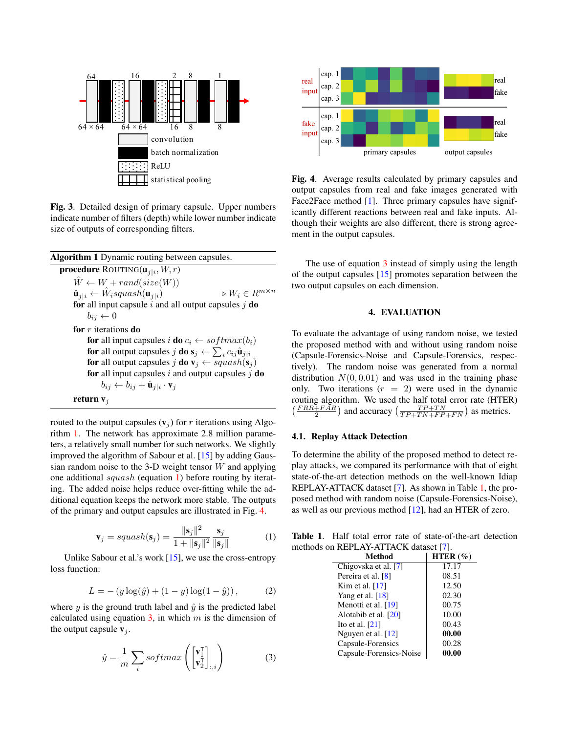Fig. 3. Detailed design of primary capsule. Upper numbers indicate number of filters (depth) while lower number indicate size of outputs of corresponding filters.

**Algorithm 1** Dynamic routing between capsules.

```
procedure ROUTING(u_{j|i}, W, r)
    Ŵ ← W + rand(size(W))
    û_{j|i} ← Ŵ_i squash(u_{j|i})                ▷ W_i ∈ R^{m×n}
    for all input capsule i and all output capsules j do
        b_ij ← 0
    for r iterations do
        for all input capsules i do c_i ← softmax(b_i)
        for all output capsules j do s_j ← Σ_i c_ij û_{j|i}
        for all output capsules j do v_j ← squash(s_j)
        for all input capsules i and output capsules j do
            b_ij ← b_ij + û_{j|i} · v_j
    return v_j
```

routed to the output capsules ($\mathbf{v}_j$) for $r$ iterations using Algorithm 1. The network has approximate 2.8 million parameters, a relatively small number for such networks. We slightly improved the algorithm of Sabour et al. [15] by adding Gaussian random noise to the 3-D weight tensor $W$ and applying one additional $squash$ (equation 1) before routing by iterating. The added noise helps reduce over-fitting while the additional equation keeps the network more stable. The outputs of the primary and output capsules are illustrated in Fig. 4.

$$\mathbf{v}_j = squash(\mathbf{s}_j) = \frac{\|\mathbf{s}_j\|^2}{1 + \|\mathbf{s}_j\|^2} \frac{\mathbf{s}_j}{\|\mathbf{s}_j\|} \tag{1}$$

Unlike Sabour et al.'s work [15], we use the cross-entropy loss function:

$$L = -\left(y \log(\hat{y}) + (1-y)\log(1-\hat{y})\right), \tag{2}$$

where $y$ is the ground truth label and $\hat{y}$ is the predicted label calculated using equation 3, in which $m$ is the dimension of the output capsule $\mathbf{v}_j$.

$$\hat{y} = \frac{1}{m} \sum_i softmax\left( \begin{bmatrix} \mathbf{v}_1^\intercal \\ \mathbf{v}_2^\intercal \end{bmatrix}_{:,i} \right) \tag{3}$$

Fig. 4. Average results calculated by primary capsules and output capsules from real and fake images generated with Face2Face method [1]. Three primary capsules have significantly different reactions between real and fake inputs. Although their weights are also different, there is strong agreement in the output capsules.

The use of equation 3 instead of simply using the length of the output capsules [15] promotes separation between the two output capsules on each dimension.

## 4. EVALUATION

To evaluate the advantage of using random noise, we tested the proposed method with and without using random noise (Capsule-Forensics-Noise and Capsule-Forensics, respectively). The random noise was generated from a normal distribution $N(0, 0.01)$ and was used in the training phase only. Two iterations ($r = 2$) were used in the dynamic routing algorithm. We used the half total error rate (HTER) $\left(\frac{FRR+FAR}{2}\right)$ and accuracy $\left(\frac{TP+TN}{TP+TN+FP+FN}\right)$ as metrics.

### 4.1. Replay Attack Detection

To determine the ability of the proposed method to detect replay attacks, we compared its performance with that of eight state-of-the-art detection methods on the well-known Idiap REPLAY-ATTACK dataset [7]. As shown in Table 1, the proposed method with random noise (Capsule-Forensics-Noise), as well as our previous method [12], had an HTER of zero.

**Table 1.** Half total error rate of state-of-the-art detection methods on REPLAY-ATTACK dataset [7].

| Method | HTER (%) |
|---|---|
| Chigovska et al. [7] | 17.17 |
| Pereira et al. [8] | 08.51 |
| Kim et al. [17] | 12.50 |
| Yang et al. [18] | 02.30 |
| Menotti et al. [19] | 00.75 |
| Alotabib et al. [20] | 10.00 |
| Ito et al. [21] | 00.43 |
| Nguyen et al. [12] | **00.00** |
| Capsule-Forensics | 00.28 |
| Capsule-Forensics-Noise | **00.00** |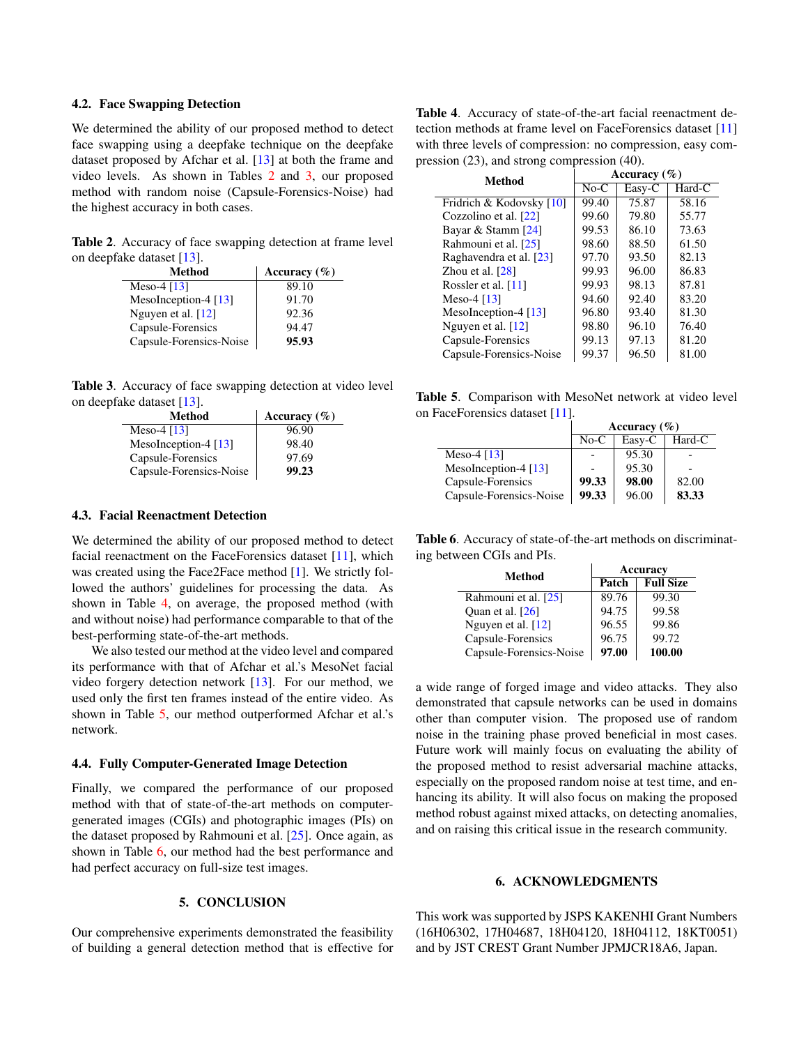### 4.2. Face Swapping Detection

We determined the ability of our proposed method to detect face swapping using a deepfake technique on the deepfake dataset proposed by Afchar et al. [13] at both the frame and video levels. As shown in Tables 2 and 3, our proposed method with random noise (Capsule-Forensics-Noise) had the highest accuracy in both cases.

**Table 2**. Accuracy of face swapping detection at frame level on deepfake dataset [13].

| Method | Accuracy (%) |
|---|---|
| Meso-4 [13] | 89.10 |
| MesoInception-4 [13] | 91.70 |
| Nguyen et al. [12] | 92.36 |
| Capsule-Forensics | 94.47 |
| Capsule-Forensics-Noise | **95.93** |

**Table 3**. Accuracy of face swapping detection at video level on deepfake dataset [13].

| Method | Accuracy (%) |
|---|---|
| Meso-4 [13] | 96.90 |
| MesoInception-4 [13] | 98.40 |
| Capsule-Forensics | 97.69 |
| Capsule-Forensics-Noise | **99.23** |

### 4.3. Facial Reenactment Detection

We determined the ability of our proposed method to detect facial reenactment on the FaceForensics dataset [11], which was created using the Face2Face method [1]. We strictly followed the authors' guidelines for processing the data. As shown in Table 4, on average, the proposed method (with and without noise) had performance comparable to that of the best-performing state-of-the-art methods.

We also tested our method at the video level and compared its performance with that of Afchar et al.'s MesoNet facial video forgery detection network [13]. For our method, we used only the first ten frames instead of the entire video. As shown in Table 5, our method outperformed Afchar et al.'s network.

### 4.4. Fully Computer-Generated Image Detection

Finally, we compared the performance of our proposed method with that of state-of-the-art methods on computer-generated images (CGIs) and photographic images (PIs) on the dataset proposed by Rahmouni et al. [25]. Once again, as shown in Table 6, our method had the best performance and had perfect accuracy on full-size test images.

## 5. CONCLUSION

Our comprehensive experiments demonstrated the feasibility of building a general detection method that is effective for a wide range of forged image and video attacks. They also demonstrated that capsule networks can be used in domains other than computer vision. The proposed use of random noise in the training phase proved beneficial in most cases. Future work will mainly focus on evaluating the ability of the proposed method to resist adversarial machine attacks, especially on the proposed random noise at test time, and enhancing its ability. It will also focus on making the proposed method robust against mixed attacks, on detecting anomalies, and on raising this critical issue in the research community.

**Table 4**. Accuracy of state-of-the-art facial reenactment detection methods at frame level on FaceForensics dataset [11] with three levels of compression: no compression, easy compression (23), and strong compression (40).

| Method | Accuracy (%) | | |
|---|---|---|---|
| | No-C | Easy-C | Hard-C |
| Fridrich & Kodovsky [10] | 99.40 | 75.87 | 58.16 |
| Cozzolino et al. [22] | 99.60 | 79.80 | 55.77 |
| Bayar & Stamm [24] | 99.53 | 86.10 | 73.63 |
| Rahmouni et al. [25] | 98.60 | 88.50 | 61.50 |
| Raghavendra et al. [23] | 97.70 | 93.50 | 82.13 |
| Zhou et al. [28] | 99.93 | 96.00 | 86.83 |
| Rossler et al. [11] | 99.93 | 98.13 | 87.81 |
| Meso-4 [13] | 94.60 | 92.40 | 83.20 |
| MesoInception-4 [13] | 96.80 | 93.40 | 81.30 |
| Nguyen et al. [12] | 98.80 | 96.10 | 76.40 |
| Capsule-Forensics | 99.13 | 97.13 | 81.20 |
| Capsule-Forensics-Noise | 99.37 | 96.50 | 81.00 |

**Table 5**. Comparison with MesoNet network at video level on FaceForensics dataset [11].

| | Accuracy (%) | | |
|---|---|---|---|
| | No-C | Easy-C | Hard-C |
| Meso-4 [13] | - | 95.30 | - |
| MesoInception-4 [13] | - | 95.30 | - |
| Capsule-Forensics | **99.33** | **98.00** | 82.00 |
| Capsule-Forensics-Noise | **99.33** | 96.00 | **83.33** |

**Table 6**. Accuracy of state-of-the-art methods on discriminating between CGIs and PIs.

| Method | Accuracy | |
|---|---|---|
| | Patch | Full Size |
| Rahmouni et al. [25] | 89.76 | 99.30 |
| Quan et al. [26] | 94.75 | 99.58 |
| Nguyen et al. [12] | 96.55 | 99.86 |
| Capsule-Forensics | 96.75 | 99.72 |
| Capsule-Forensics-Noise | **97.00** | **100.00** |

## 6. ACKNOWLEDGMENTS

This work was supported by JSPS KAKENHI Grant Numbers (16H06302, 17H04687, 18H04120, 18H04112, 18KT0051) and by JST CREST Grant Number JPMJCR18A6, Japan.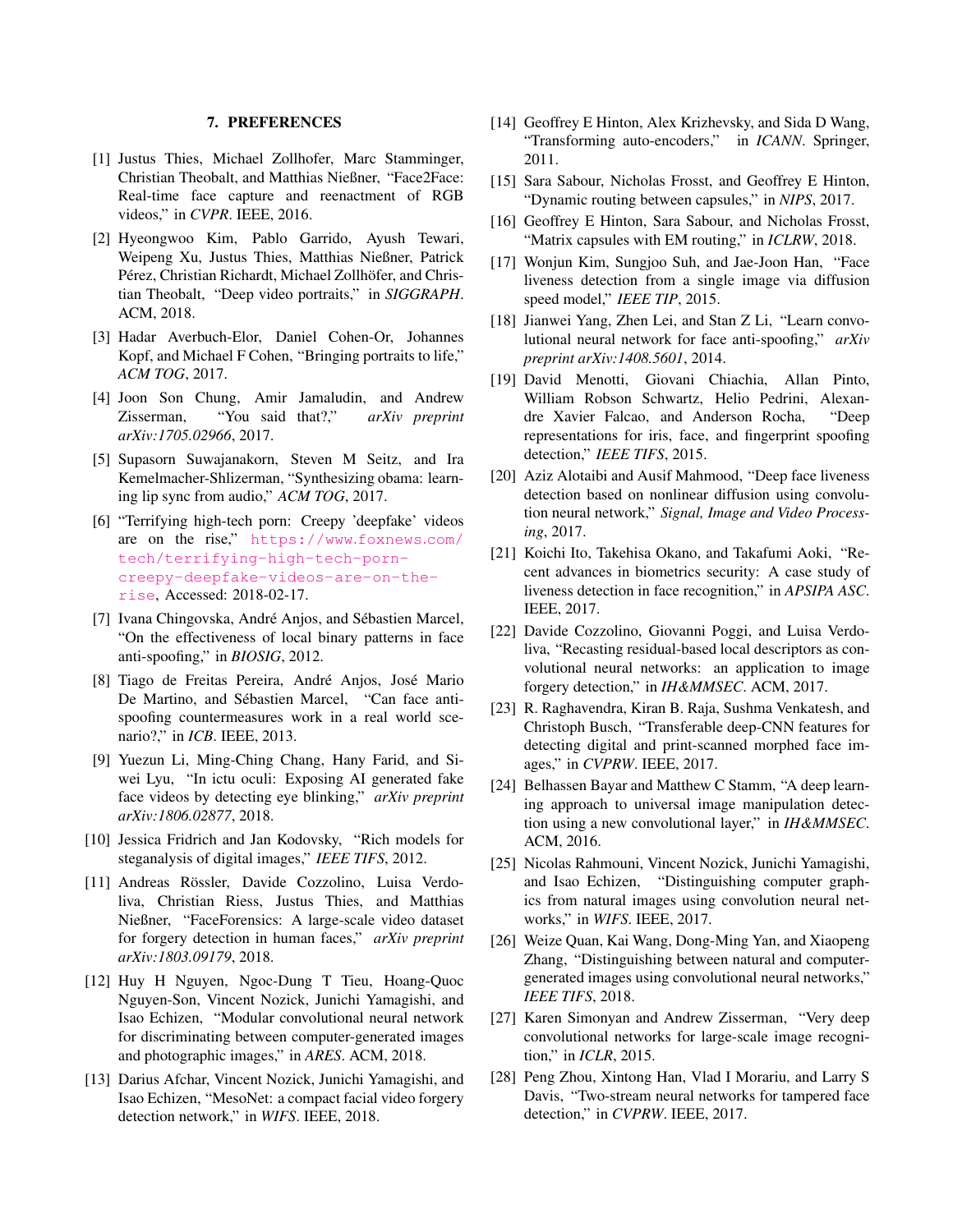## 7. PREFERENCES

[1] Justus Thies, Michael Zollhofer, Marc Stamminger, Christian Theobalt, and Matthias Nießner, "Face2Face: Real-time face capture and reenactment of RGB videos," in *CVPR*. IEEE, 2016.

[2] Hyeongwoo Kim, Pablo Garrido, Ayush Tewari, Weipeng Xu, Justus Thies, Matthias Nießner, Patrick Pérez, Christian Richardt, Michael Zollhöfer, and Christian Theobalt, "Deep video portraits," in *SIGGRAPH*. ACM, 2018.

[3] Hadar Averbuch-Elor, Daniel Cohen-Or, Johannes Kopf, and Michael F Cohen, "Bringing portraits to life," *ACM TOG*, 2017.

[4] Joon Son Chung, Amir Jamaludin, and Andrew Zisserman, "You said that?," *arXiv preprint arXiv:1705.02966*, 2017.

[5] Supasorn Suwajanakorn, Steven M Seitz, and Ira Kemelmacher-Shlizerman, "Synthesizing obama: learning lip sync from audio," *ACM TOG*, 2017.

[6] "Terrifying high-tech porn: Creepy 'deepfake' videos are on the rise," https://www.foxnews.com/tech/terrifying-high-tech-porn-creepy-deepfake-videos-are-on-the-rise, Accessed: 2018-02-17.

[7] Ivana Chingovska, André Anjos, and Sébastien Marcel, "On the effectiveness of local binary patterns in face anti-spoofing," in *BIOSIG*, 2012.

[8] Tiago de Freitas Pereira, André Anjos, José Mario De Martino, and Sébastien Marcel, "Can face anti-spoofing countermeasures work in a real world scenario?," in *ICB*. IEEE, 2013.

[9] Yuezun Li, Ming-Ching Chang, Hany Farid, and Siwei Lyu, "In ictu oculi: Exposing AI generated fake face videos by detecting eye blinking," *arXiv preprint arXiv:1806.02877*, 2018.

[10] Jessica Fridrich and Jan Kodovsky, "Rich models for steganalysis of digital images," *IEEE TIFS*, 2012.

[11] Andreas Rössler, Davide Cozzolino, Luisa Verdoliva, Christian Riess, Justus Thies, and Matthias Nießner, "FaceForensics: A large-scale video dataset for forgery detection in human faces," *arXiv preprint arXiv:1803.09179*, 2018.

[12] Huy H Nguyen, Ngoc-Dung T Tieu, Hoang-Quoc Nguyen-Son, Vincent Nozick, Junichi Yamagishi, and Isao Echizen, "Modular convolutional neural network for discriminating between computer-generated images and photographic images," in *ARES*. ACM, 2018.

[13] Darius Afchar, Vincent Nozick, Junichi Yamagishi, and Isao Echizen, "MesoNet: a compact facial video forgery detection network," in *WIFS*. IEEE, 2018.

[14] Geoffrey E Hinton, Alex Krizhevsky, and Sida D Wang, "Transforming auto-encoders," in *ICANN*. Springer, 2011.

[15] Sara Sabour, Nicholas Frosst, and Geoffrey E Hinton, "Dynamic routing between capsules," in *NIPS*, 2017.

[16] Geoffrey E Hinton, Sara Sabour, and Nicholas Frosst, "Matrix capsules with EM routing," in *ICLRW*, 2018.

[17] Wonjun Kim, Sungjoo Suh, and Jae-Joon Han, "Face liveness detection from a single image via diffusion speed model," *IEEE TIP*, 2015.

[18] Jianwei Yang, Zhen Lei, and Stan Z Li, "Learn convolutional neural network for face anti-spoofing," *arXiv preprint arXiv:1408.5601*, 2014.

[19] David Menotti, Giovani Chiachia, Allan Pinto, William Robson Schwartz, Helio Pedrini, Alexandre Xavier Falcao, and Anderson Rocha, "Deep representations for iris, face, and fingerprint spoofing detection," *IEEE TIFS*, 2015.

[20] Aziz Alotaibi and Ausif Mahmood, "Deep face liveness detection based on nonlinear diffusion using convolution neural network," *Signal, Image and Video Processing*, 2017.

[21] Koichi Ito, Takehisa Okano, and Takafumi Aoki, "Recent advances in biometrics security: A case study of liveness detection in face recognition," in *APSIPA ASC*. IEEE, 2017.

[22] Davide Cozzolino, Giovanni Poggi, and Luisa Verdoliva, "Recasting residual-based local descriptors as convolutional neural networks: an application to image forgery detection," in *IH&MMSEC*. ACM, 2017.

[23] R. Raghavendra, Kiran B. Raja, Sushma Venkatesh, and Christoph Busch, "Transferable deep-CNN features for detecting digital and print-scanned morphed face images," in *CVPRW*. IEEE, 2017.

[24] Belhassen Bayar and Matthew C Stamm, "A deep learning approach to universal image manipulation detection using a new convolutional layer," in *IH&MMSEC*. ACM, 2016.

[25] Nicolas Rahmouni, Vincent Nozick, Junichi Yamagishi, and Isao Echizen, "Distinguishing computer graphics from natural images using convolution neural networks," in *WIFS*. IEEE, 2017.

[26] Weize Quan, Kai Wang, Dong-Ming Yan, and Xiaopeng Zhang, "Distinguishing between natural and computer-generated images using convolutional neural networks," *IEEE TIFS*, 2018.

[27] Karen Simonyan and Andrew Zisserman, "Very deep convolutional networks for large-scale image recognition," in *ICLR*, 2015.

[28] Peng Zhou, Xintong Han, Vlad I Morariu, and Larry S Davis, "Two-stream neural networks for tampered face detection," in *CVPRW*. IEEE, 2017.